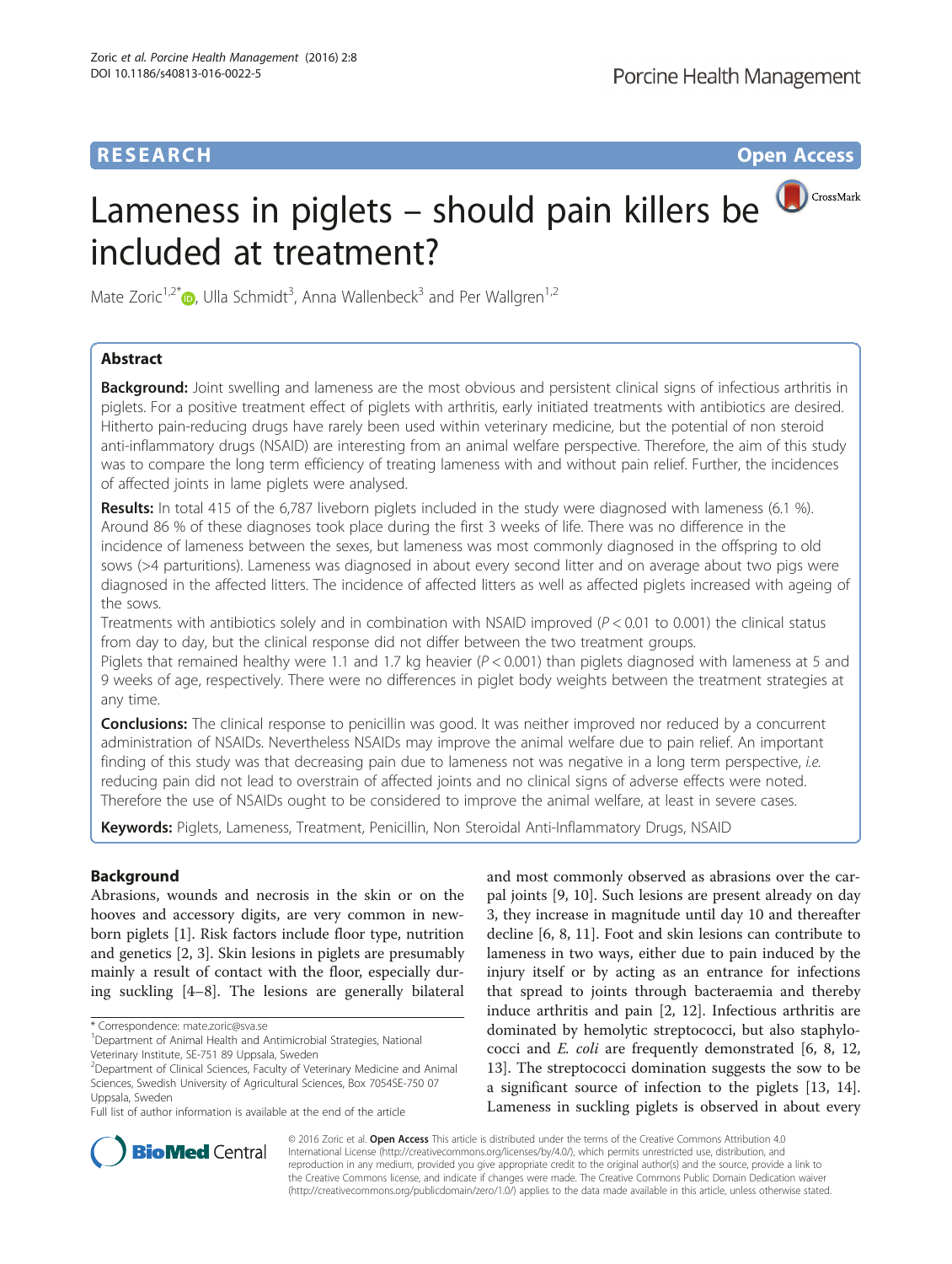**RESEARCH** **Open Access**

# Lameness in piglets – should pain killers be included at treatment?

Mate Zoric[1,2*], Ulla Schmidt[3], Anna Wallenbeck[3] and Per Wallgren[1,2]

## Abstract

**Background:** Joint swelling and lameness are the most obvious and persistent clinical signs of infectious arthritis in piglets. For a positive treatment effect of piglets with arthritis, early initiated treatments with antibiotics are desired. Hitherto pain-reducing drugs have rarely been used within veterinary medicine, but the potential of non steroid anti-inflammatory drugs (NSAID) are interesting from an animal welfare perspective. Therefore, the aim of this study was to compare the long term efficiency of treating lameness with and without pain relief. Further, the incidences of affected joints in lame piglets were analysed.

**Results:** In total 415 of the 6,787 liveborn piglets included in the study were diagnosed with lameness (6.1 %). Around 86 % of these diagnoses took place during the first 3 weeks of life. There was no difference in the incidence of lameness between the sexes, but lameness was most commonly diagnosed in the offspring to old sows (>4 parturitions). Lameness was diagnosed in about every second litter and on average about two pigs were diagnosed in the affected litters. The incidence of affected litters as well as affected piglets increased with ageing of the sows.

Treatments with antibiotics solely and in combination with NSAID improved ($P < 0.01$ to 0.001) the clinical status from day to day, but the clinical response did not differ between the two treatment groups.

Piglets that remained healthy were 1.1 and 1.7 kg heavier ($P < 0.001$) than piglets diagnosed with lameness at 5 and 9 weeks of age, respectively. There were no differences in piglet body weights between the treatment strategies at any time.

**Conclusions:** The clinical response to penicillin was good. It was neither improved nor reduced by a concurrent administration of NSAIDs. Nevertheless NSAIDs may improve the animal welfare due to pain relief. An important finding of this study was that decreasing pain due to lameness not was negative in a long term perspective, *i.e.* reducing pain did not lead to overstrain of affected joints and no clinical signs of adverse effects were noted. Therefore the use of NSAIDs ought to be considered to improve the animal welfare, at least in severe cases.

**Keywords:** Piglets, Lameness, Treatment, Penicillin, Non Steroidal Anti-Inflammatory Drugs, NSAID

## Background

Abrasions, wounds and necrosis in the skin or on the hooves and accessory digits, are very common in newborn piglets [1]. Risk factors include floor type, nutrition and genetics [2, 3]. Skin lesions in piglets are presumably mainly a result of contact with the floor, especially during suckling [4–8]. The lesions are generally bilateral and most commonly observed as abrasions over the carpal joints [9, 10]. Such lesions are present already on day 3, they increase in magnitude until day 10 and thereafter decline [6, 8, 11]. Foot and skin lesions can contribute to lameness in two ways, either due to pain induced by the injury itself or by acting as an entrance for infections that spread to joints through bacteraemia and thereby induce arthritis and pain [2, 12]. Infectious arthritis are dominated by hemolytic streptococci, but also staphylococci and *E. coli* are frequently demonstrated [6, 8, 12, 13]. The streptococci domination suggests the sow to be a significant source of infection to the piglets [13, 14]. Lameness in suckling piglets is observed in about every

\* Correspondence: mate.zoric@sva.se
[1]Department of Animal Health and Antimicrobial Strategies, National Veterinary Institute, SE-751 89 Uppsala, Sweden
[2]Department of Clinical Sciences, Faculty of Veterinary Medicine and Animal Sciences, Swedish University of Agricultural Sciences, Box 7054SE-750 07 Uppsala, Sweden
Full list of author information is available at the end of the article

© 2016 Zoric et al. **Open Access** This article is distributed under the terms of the Creative Commons Attribution 4.0 International License (http://creativecommons.org/licenses/by/4.0/), which permits unrestricted use, distribution, and reproduction in any medium, provided you give appropriate credit to the original author(s) and the source, provide a link to the Creative Commons license, and indicate if changes were made. The Creative Commons Public Domain Dedication waiver (http://creativecommons.org/publicdomain/zero/1.0/) applies to the data made available in this article, unless otherwise stated.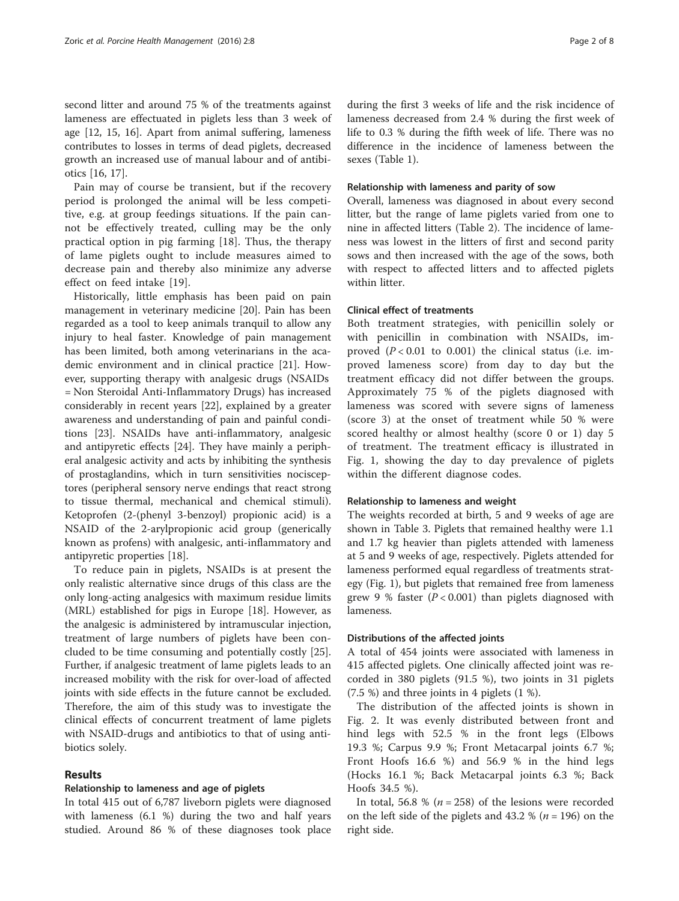second litter and around 75 % of the treatments against lameness are effectuated in piglets less than 3 week of age [12, 15, 16]. Apart from animal suffering, lameness contributes to losses in terms of dead piglets, decreased growth an increased use of manual labour and of antibiotics [16, 17].

Pain may of course be transient, but if the recovery period is prolonged the animal will be less competitive, e.g. at group feedings situations. If the pain cannot be effectively treated, culling may be the only practical option in pig farming [18]. Thus, the therapy of lame piglets ought to include measures aimed to decrease pain and thereby also minimize any adverse effect on feed intake [19].

Historically, little emphasis has been paid on pain management in veterinary medicine [20]. Pain has been regarded as a tool to keep animals tranquil to allow any injury to heal faster. Knowledge of pain management has been limited, both among veterinarians in the academic environment and in clinical practice [21]. However, supporting therapy with analgesic drugs (NSAIDs = Non Steroidal Anti-Inflammatory Drugs) has increased considerably in recent years [22], explained by a greater awareness and understanding of pain and painful conditions [23]. NSAIDs have anti-inflammatory, analgesic and antipyretic effects [24]. They have mainly a peripheral analgesic activity and acts by inhibiting the synthesis of prostaglandins, which in turn sensitivities nociceptores (peripheral sensory nerve endings that react strong to tissue thermal, mechanical and chemical stimuli). Ketoprofen (2-(phenyl 3-benzoyl) propionic acid) is a NSAID of the 2-arylpropionic acid group (generically known as profens) with analgesic, anti-inflammatory and antipyretic properties [18].

To reduce pain in piglets, NSAIDs is at present the only realistic alternative since drugs of this class are the only long-acting analgesics with maximum residue limits (MRL) established for pigs in Europe [18]. However, as the analgesic is administered by intramuscular injection, treatment of large numbers of piglets have been concluded to be time consuming and potentially costly [25]. Further, if analgesic treatment of lame piglets leads to an increased mobility with the risk for over-load of affected joints with side effects in the future cannot be excluded. Therefore, the aim of this study was to investigate the clinical effects of concurrent treatment of lame piglets with NSAID-drugs and antibiotics to that of using antibiotics solely.

## Results

### Relationship to lameness and age of piglets

In total 415 out of 6,787 liveborn piglets were diagnosed with lameness (6.1 %) during the two and half years studied. Around 86 % of these diagnoses took place during the first 3 weeks of life and the risk incidence of lameness decreased from 2.4 % during the first week of life to 0.3 % during the fifth week of life. There was no difference in the incidence of lameness between the sexes (Table 1).

### Relationship with lameness and parity of sow

Overall, lameness was diagnosed in about every second litter, but the range of lame piglets varied from one to nine in affected litters (Table 2). The incidence of lameness was lowest in the litters of first and second parity sows and then increased with the age of the sows, both with respect to affected litters and to affected piglets within litter.

### Clinical effect of treatments

Both treatment strategies, with penicillin solely or with penicillin in combination with NSAIDs, improved ($P < 0.01$ to 0.001) the clinical status (i.e. improved lameness score) from day to day but the treatment efficacy did not differ between the groups. Approximately 75 % of the piglets diagnosed with lameness was scored with severe signs of lameness (score 3) at the onset of treatment while 50 % were scored healthy or almost healthy (score 0 or 1) day 5 of treatment. The treatment efficacy is illustrated in Fig. 1, showing the day to day prevalence of piglets within the different diagnose codes.

### Relationship to lameness and weight

The weights recorded at birth, 5 and 9 weeks of age are shown in Table 3. Piglets that remained healthy were 1.1 and 1.7 kg heavier than piglets attended with lameness at 5 and 9 weeks of age, respectively. Piglets attended for lameness performed equal regardless of treatments strategy (Fig. 1), but piglets that remained free from lameness grew 9 % faster ($P < 0.001$) than piglets diagnosed with lameness.

### Distributions of the affected joints

A total of 454 joints were associated with lameness in 415 affected piglets. One clinically affected joint was recorded in 380 piglets (91.5 %), two joints in 31 piglets (7.5 %) and three joints in 4 piglets (1 %).

The distribution of the affected joints is shown in Fig. 2. It was evenly distributed between front and hind legs with 52.5 % in the front legs (Elbows 19.3 %; Carpus 9.9 %; Front Metacarpal joints 6.7 %; Front Hoofs 16.6 %) and 56.9 % in the hind legs (Hocks 16.1 %; Back Metacarpal joints 6.3 %; Back Hoofs 34.5 %).

In total, 56.8 % ($n = 258$) of the lesions were recorded on the left side of the piglets and 43.2 % ($n = 196$) on the right side.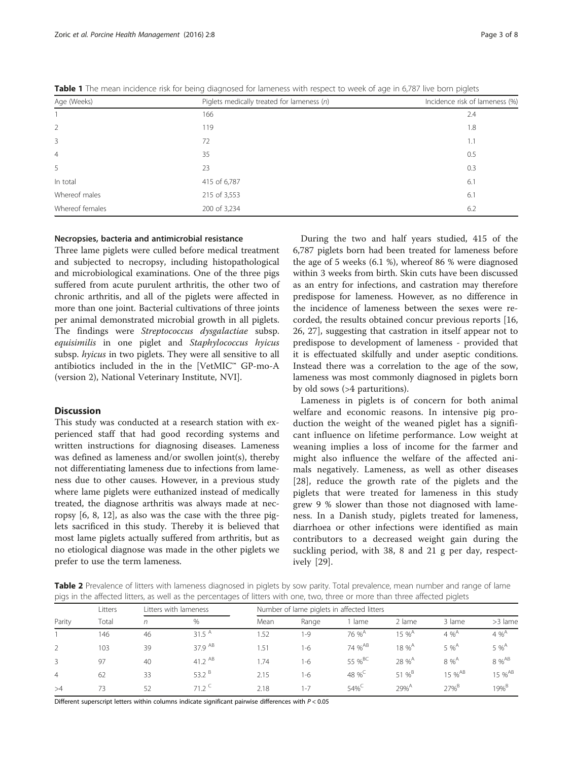**Table 1** The mean incidence risk for being diagnosed for lameness with respect to week of age in 6,787 live born piglets

| Age (Weeks) | Piglets medically treated for lameness (*n*) | Incidence risk of lameness (%) |
|---|---|---|
| 1 | 166 | 2.4 |
| 2 | 119 | 1.8 |
| 3 | 72 | 1.1 |
| 4 | 35 | 0.5 |
| 5 | 23 | 0.3 |
| In total | 415 of 6,787 | 6.1 |
| Whereof males | 215 of 3,553 | 6.1 |
| Whereof females | 200 of 3,234 | 6.2 |

### Necropsies, bacteria and antimicrobial resistance

Three lame piglets were culled before medical treatment and subjected to necropsy, including histopathological and microbiological examinations. One of the three pigs suffered from acute purulent arthritis, the other two of chronic arthritis, and all of the piglets were affected in more than one joint. Bacterial cultivations of three joints per animal demonstrated microbial growth in all piglets. The findings were *Streptococcus dysgalactiae* subsp. *equisimilis* in one piglet and *Staphylococcus hyicus* subsp. *hyicus* in two piglets. They were all sensitive to all antibiotics included in the in the [VetMIC™ GP-mo-A (version 2), National Veterinary Institute, NVI].

## Discussion

This study was conducted at a research station with experienced staff that had good recording systems and written instructions for diagnosing diseases. Lameness was defined as lameness and/or swollen joint(s), thereby not differentiating lameness due to infections from lameness due to other causes. However, in a previous study where lame piglets were euthanized instead of medically treated, the diagnose arthritis was always made at necropsy [6, 8, 12], as also was the case with the three piglets sacrificed in this study. Thereby it is believed that most lame piglets actually suffered from arthritis, but as no etiological diagnose was made in the other piglets we prefer to use the term lameness.

During the two and half years studied, 415 of the 6,787 piglets born had been treated for lameness before the age of 5 weeks (6.1 %), whereof 86 % were diagnosed within 3 weeks from birth. Skin cuts have been discussed as an entry for infections, and castration may therefore predispose for lameness. However, as no difference in the incidence of lameness between the sexes were recorded, the results obtained concur previous reports [16, 26, 27], suggesting that castration in itself appear not to predispose to development of lameness - provided that it is effectuated skilfully and under aseptic conditions. Instead there was a correlation to the age of the sow, lameness was most commonly diagnosed in piglets born by old sows (>4 parturitions).

Lameness in piglets is of concern for both animal welfare and economic reasons. In intensive pig production the weight of the weaned piglet has a significant influence on lifetime performance. Low weight at weaning implies a loss of income for the farmer and might also influence the welfare of the affected animals negatively. Lameness, as well as other diseases [28], reduce the growth rate of the piglets and the piglets that were treated for lameness in this study grew 9 % slower than those not diagnosed with lameness. In a Danish study, piglets treated for lameness, diarrhoea or other infections were identified as main contributors to a decreased weight gain during the suckling period, with 38, 8 and 21 g per day, respectively [29].

**Table 2** Prevalence of litters with lameness diagnosed in piglets by sow parity. Total prevalence, mean number and range of lame pigs in the affected litters, as well as the percentages of litters with one, two, three or more than three affected piglets

| | Litters | Litters with lameness | | Number of lame piglets in affected litters | | | | | |
|---|---|---|---|---|---|---|---|---|---|
| Parity | Total | *n* | % | Mean | Range | 1 lame | 2 lame | 3 lame | >3 lame |
| 1 | 146 | 46 | 31.5 [A] | 1.52 | 1-9 | 76 % [A] | 15 % [A] | 4 % [A] | 4 % [A] |
| 2 | 103 | 39 | 37.9 [AB] | 1.51 | 1-6 | 74 % [AB] | 18 % [A] | 5 % [A] | 5 % [A] |
| 3 | 97 | 40 | 41.2 [AB] | 1.74 | 1-6 | 55 % [BC] | 28 % [A] | 8 % [A] | 8 % [AB] |
| 4 | 62 | 33 | 53.2 [B] | 2.15 | 1-6 | 48 % [C] | 51 % [B] | 15 % [AB] | 15 % [AB] |
| >4 | 73 | 52 | 71.2 [C] | 2.18 | 1-7 | 54% [C] | 29% [A] | 27% [B] | 19% [B] |

Different superscript letters within columns indicate significant pairwise differences with $P < 0.05$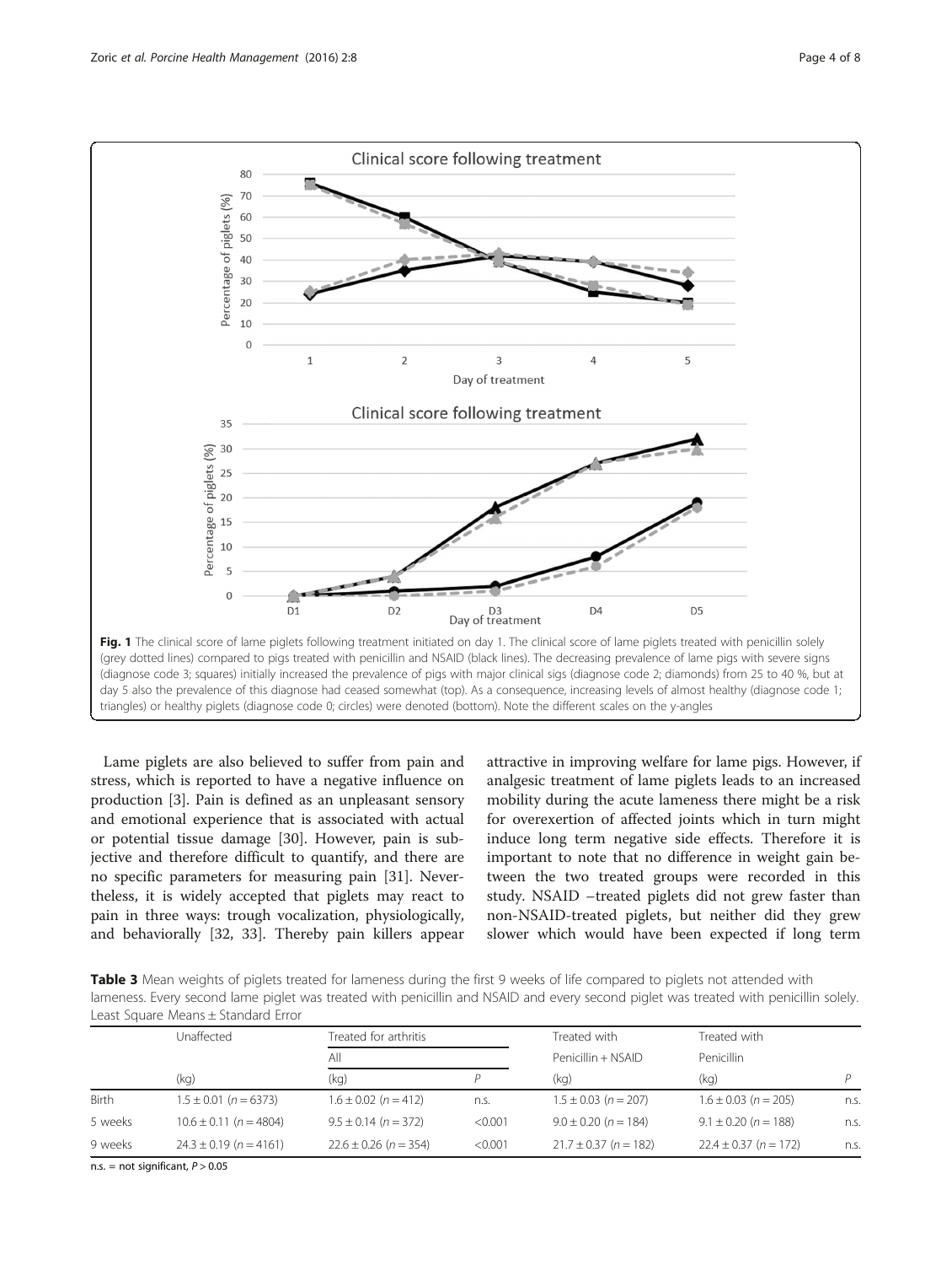Fig. 1 The clinical score of lame piglets following treatment initiated on day 1. The clinical score of lame piglets treated with penicillin solely (grey dotted lines) compared to pigs treated with penicillin and NSAID (black lines). The decreasing prevalence of lame pigs with severe signs (diagnose code 3; squares) initially increased the prevalence of pigs with major clinical sigs (diagnose code 2; diamonds) from 25 to 40 %, but at day 5 also the prevalence of this diagnose had ceased somewhat (top). As a consequence, increasing levels of almost healthy (diagnose code 1; triangles) or healthy piglets (diagnose code 0; circles) were denoted (bottom). Note the different scales on the y-angles

Lame piglets are also believed to suffer from pain and stress, which is reported to have a negative influence on production [3]. Pain is defined as an unpleasant sensory and emotional experience that is associated with actual or potential tissue damage [30]. However, pain is subjective and therefore difficult to quantify, and there are no specific parameters for measuring pain [31]. Nevertheless, it is widely accepted that piglets may react to pain in three ways: trough vocalization, physiologically, and behaviorally [32, 33]. Thereby pain killers appear attractive in improving welfare for lame pigs. However, if analgesic treatment of lame piglets leads to an increased mobility during the acute lameness there might be a risk for overexertion of affected joints which in turn might induce long term negative side effects. Therefore it is important to note that no difference in weight gain between the two treated groups were recorded in this study. NSAID –treated piglets did not grew faster than non-NSAID-treated piglets, but neither did they grew slower which would have been expected if long term

**Table 3** Mean weights of piglets treated for lameness during the first 9 weeks of life compared to piglets not attended with lameness. Every second lame piglet was treated with penicillin and NSAID and every second piglet was treated with penicillin solely. Least Square Means ± Standard Error

| | Unaffected | Treated for arthritis | | Treated with | Treated with | |
|---|---|---|---|---|---|---|
| | | All | | Penicillin + NSAID | Penicillin | |
| | (kg) | (kg) | *P* | (kg) | (kg) | *P* |
| Birth | 1.5 ± 0.01 (*n* = 6373) | 1.6 ± 0.02 (*n* = 412) | n.s. | 1.5 ± 0.03 (*n* = 207) | 1.6 ± 0.03 (*n* = 205) | n.s. |
| 5 weeks | 10.6 ± 0.11 (*n* = 4804) | 9.5 ± 0.14 (*n* = 372) | <0.001 | 9.0 ± 0.20 (*n* = 184) | 9.1 ± 0.20 (*n* = 188) | n.s. |
| 9 weeks | 24.3 ± 0.19 (*n* = 4161) | 22.6 ± 0.26 (*n* = 354) | <0.001 | 21.7 ± 0.37 (*n* = 182) | 22.4 ± 0.37 (*n* = 172) | n.s. |

n.s. = not significant, $P > 0.05$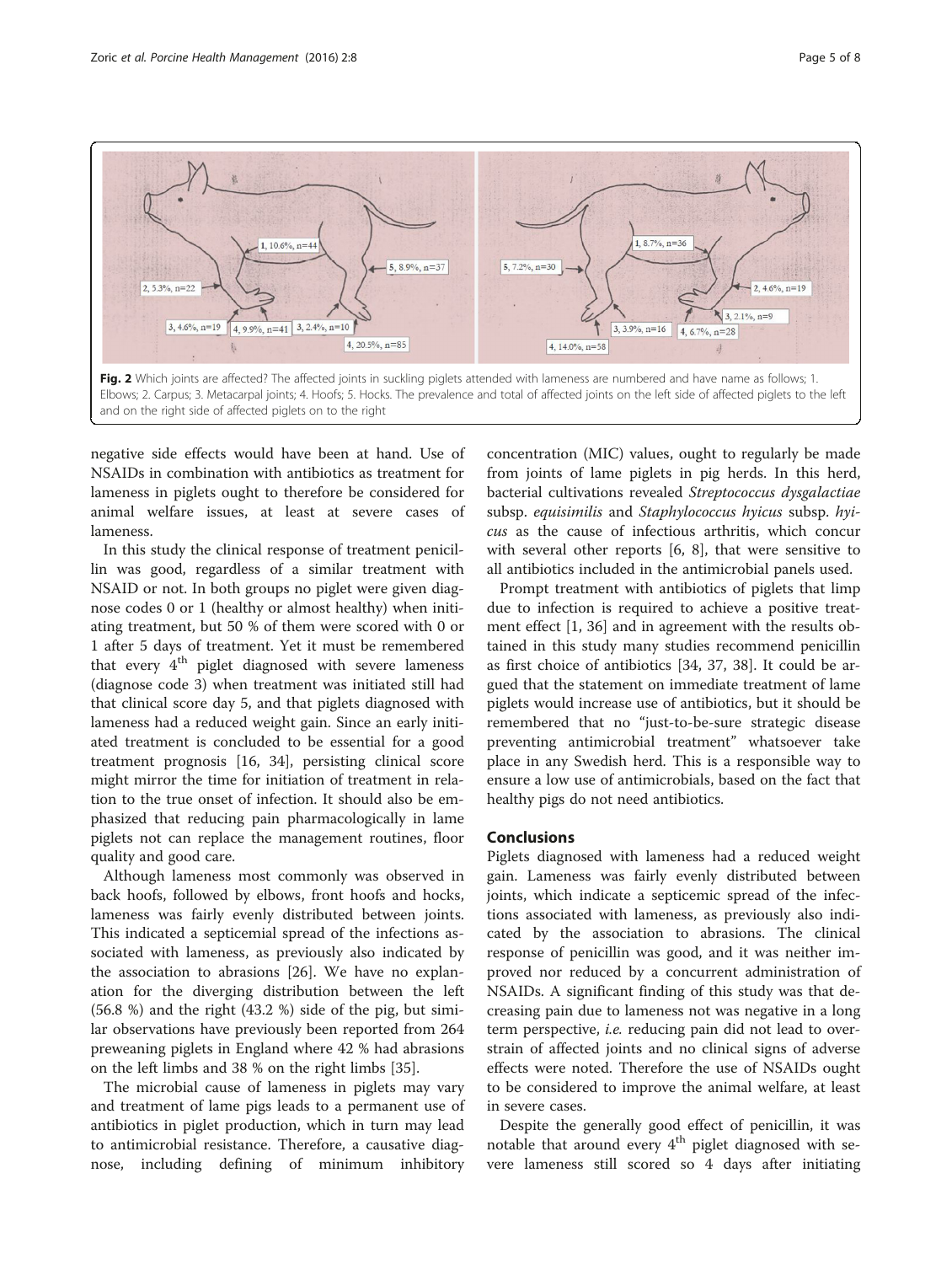**Fig. 2** Which joints are affected? The affected joints in suckling piglets attended with lameness are numbered and have name as follows; 1. Elbows; 2. Carpus; 3. Metacarpal joints; 4. Hoofs; 5. Hocks. The prevalence and total of affected joints on the left side of affected piglets to the left and on the right side of affected piglets on to the right

negative side effects would have been at hand. Use of NSAIDs in combination with antibiotics as treatment for lameness in piglets ought to therefore be considered for animal welfare issues, at least at severe cases of lameness.

In this study the clinical response of treatment penicillin was good, regardless of a similar treatment with NSAID or not. In both groups no piglet were given diagnose codes 0 or 1 (healthy or almost healthy) when initiating treatment, but 50 % of them were scored with 0 or 1 after 5 days of treatment. Yet it must be remembered that every 4th piglet diagnosed with severe lameness (diagnose code 3) when treatment was initiated still had that clinical score day 5, and that piglets diagnosed with lameness had a reduced weight gain. Since an early initiated treatment is concluded to be essential for a good treatment prognosis [16, 34], persisting clinical score might mirror the time for initiation of treatment in relation to the true onset of infection. It should also be emphasized that reducing pain pharmacologically in lame piglets not can replace the management routines, floor quality and good care.

Although lameness most commonly was observed in back hoofs, followed by elbows, front hoofs and hocks, lameness was fairly evenly distributed between joints. This indicated a septicemial spread of the infections associated with lameness, as previously also indicated by the association to abrasions [26]. We have no explanation for the diverging distribution between the left (56.8 %) and the right (43.2 %) side of the pig, but similar observations have previously been reported from 264 preweaning piglets in England where 42 % had abrasions on the left limbs and 38 % on the right limbs [35].

The microbial cause of lameness in piglets may vary and treatment of lame pigs leads to a permanent use of antibiotics in piglet production, which in turn may lead to antimicrobial resistance. Therefore, a causative diagnose, including defining of minimum inhibitory concentration (MIC) values, ought to regularly be made from joints of lame piglets in pig herds. In this herd, bacterial cultivations revealed *Streptococcus dysgalactiae* subsp. *equisimilis* and *Staphylococcus hyicus* subsp. *hyicus* as the cause of infectious arthritis, which concur with several other reports [6, 8], that were sensitive to all antibiotics included in the antimicrobial panels used.

Prompt treatment with antibiotics of piglets that limp due to infection is required to achieve a positive treatment effect [1, 36] and in agreement with the results obtained in this study many studies recommend penicillin as first choice of antibiotics [34, 37, 38]. It could be argued that the statement on immediate treatment of lame piglets would increase use of antibiotics, but it should be remembered that no "just-to-be-sure strategic disease preventing antimicrobial treatment" whatsoever take place in any Swedish herd. This is a responsible way to ensure a low use of antimicrobials, based on the fact that healthy pigs do not need antibiotics.

## Conclusions

Piglets diagnosed with lameness had a reduced weight gain. Lameness was fairly evenly distributed between joints, which indicate a septicemic spread of the infections associated with lameness, as previously also indicated by the association to abrasions. The clinical response of penicillin was good, and it was neither improved nor reduced by a concurrent administration of NSAIDs. A significant finding of this study was that decreasing pain due to lameness not was negative in a long term perspective, *i.e.* reducing pain did not lead to overstrain of affected joints and no clinical signs of adverse effects were noted. Therefore the use of NSAIDs ought to be considered to improve the animal welfare, at least in severe cases.

Despite the generally good effect of penicillin, it was notable that around every 4th piglet diagnosed with severe lameness still scored so 4 days after initiating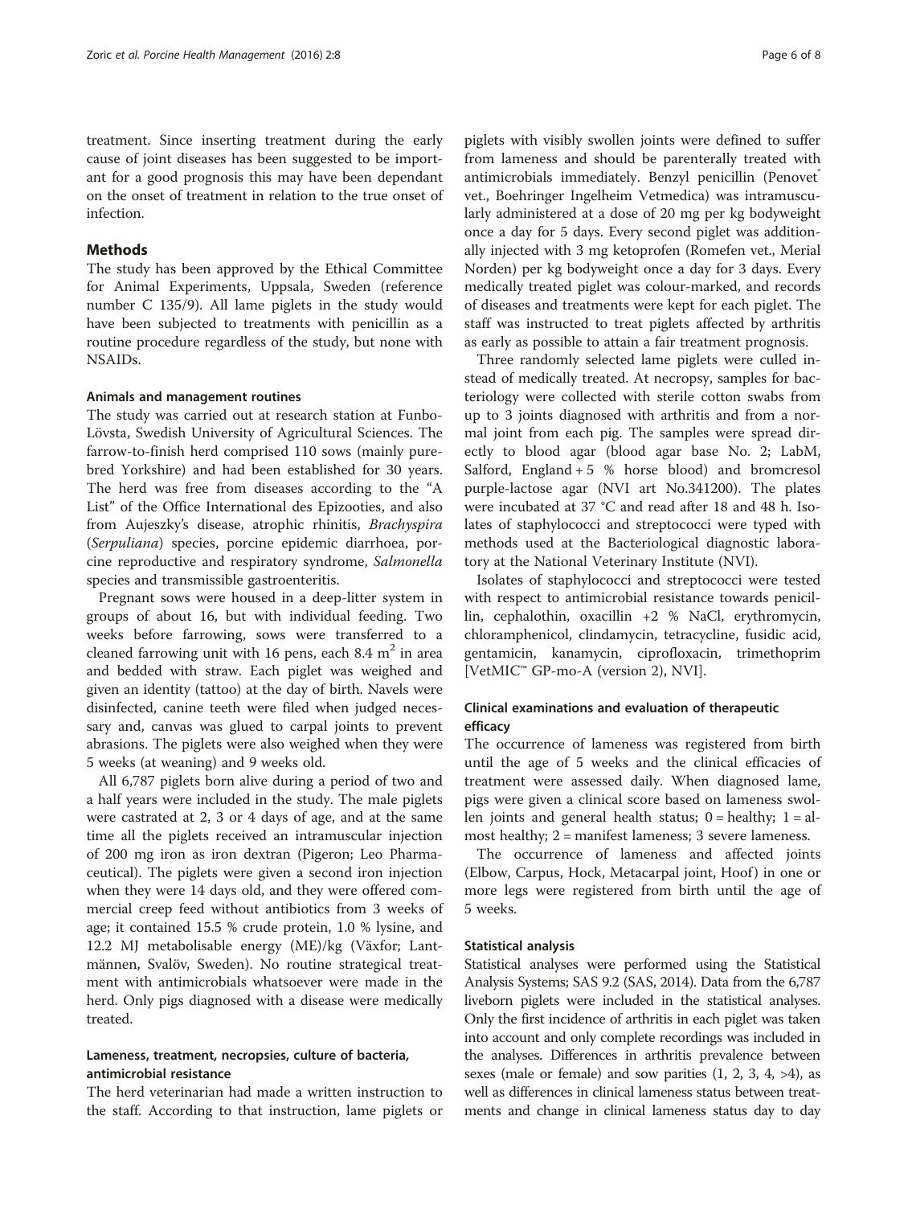treatment. Since inserting treatment during the early cause of joint diseases has been suggested to be important for a good prognosis this may have been dependant on the onset of treatment in relation to the true onset of infection.

## Methods

The study has been approved by the Ethical Committee for Animal Experiments, Uppsala, Sweden (reference number C 135/9). All lame piglets in the study would have been subjected to treatments with penicillin as a routine procedure regardless of the study, but none with NSAIDs.

### Animals and management routines

The study was carried out at research station at Funbo-Lövsta, Swedish University of Agricultural Sciences. The farrow-to-finish herd comprised 110 sows (mainly purebred Yorkshire) and had been established for 30 years. The herd was free from diseases according to the "A List" of the Office International des Epizooties, and also from Aujeszky's disease, atrophic rhinitis, *Brachyspira* (*Serpuliana*) species, porcine epidemic diarrhoea, porcine reproductive and respiratory syndrome, *Salmonella* species and transmissible gastroenteritis.

Pregnant sows were housed in a deep-litter system in groups of about 16, but with individual feeding. Two weeks before farrowing, sows were transferred to a cleaned farrowing unit with 16 pens, each 8.4 $m^2$ in area and bedded with straw. Each piglet was weighed and given an identity (tattoo) at the day of birth. Navels were disinfected, canine teeth were filed when judged necessary and, canvas was glued to carpal joints to prevent abrasions. The piglets were also weighed when they were 5 weeks (at weaning) and 9 weeks old.

All 6,787 piglets born alive during a period of two and a half years were included in the study. The male piglets were castrated at 2, 3 or 4 days of age, and at the same time all the piglets received an intramuscular injection of 200 mg iron as iron dextran (Pigeron; Leo Pharmaceutical). The piglets were given a second iron injection when they were 14 days old, and they were offered commercial creep feed without antibiotics from 3 weeks of age; it contained 15.5 % crude protein, 1.0 % lysine, and 12.2 MJ metabolisable energy (ME)/kg (Växfor; Lantmännen, Svalöv, Sweden). No routine strategical treatment with antimicrobials whatsoever were made in the herd. Only pigs diagnosed with a disease were medically treated.

### Lameness, treatment, necropsies, culture of bacteria, antimicrobial resistance

The herd veterinarian had made a written instruction to the staff. According to that instruction, lame piglets or piglets with visibly swollen joints were defined to suffer from lameness and should be parenterally treated with antimicrobials immediately. Benzyl penicillin (Penovet® vet., Boehringer Ingelheim Vetmedica) was intramuscularly administered at a dose of 20 mg per kg bodyweight once a day for 5 days. Every second piglet was additionally injected with 3 mg ketoprofen (Romefen vet., Merial Norden) per kg bodyweight once a day for 3 days. Every medically treated piglet was colour-marked, and records of diseases and treatments were kept for each piglet. The staff was instructed to treat piglets affected by arthritis as early as possible to attain a fair treatment prognosis.

Three randomly selected lame piglets were culled instead of medically treated. At necropsy, samples for bacteriology were collected with sterile cotton swabs from up to 3 joints diagnosed with arthritis and from a normal joint from each pig. The samples were spread directly to blood agar (blood agar base No. 2; LabM, Salford, England + 5 % horse blood) and bromcresol purple-lactose agar (NVI art No.341200). The plates were incubated at 37 °C and read after 18 and 48 h. Isolates of staphylococci and streptococci were typed with methods used at the Bacteriological diagnostic laboratory at the National Veterinary Institute (NVI).

Isolates of staphylococci and streptococci were tested with respect to antimicrobial resistance towards penicillin, cephalothin, oxacillin +2 % NaCl, erythromycin, chloramphenicol, clindamycin, tetracycline, fusidic acid, gentamicin, kanamycin, ciprofloxacin, trimethoprim [VetMIC™ GP-mo-A (version 2), NVI].

### Clinical examinations and evaluation of therapeutic efficacy

The occurrence of lameness was registered from birth until the age of 5 weeks and the clinical efficacies of treatment were assessed daily. When diagnosed lame, pigs were given a clinical score based on lameness swollen joints and general health status; 0 = healthy; 1 = almost healthy; 2 = manifest lameness; 3 severe lameness.

The occurrence of lameness and affected joints (Elbow, Carpus, Hock, Metacarpal joint, Hoof) in one or more legs were registered from birth until the age of 5 weeks.

### Statistical analysis

Statistical analyses were performed using the Statistical Analysis Systems; SAS 9.2 (SAS, 2014). Data from the 6,787 liveborn piglets were included in the statistical analyses. Only the first incidence of arthritis in each piglet was taken into account and only complete recordings was included in the analyses. Differences in arthritis prevalence between sexes (male or female) and sow parities (1, 2, 3, 4, >4), as well as differences in clinical lameness status between treatments and change in clinical lameness status day to day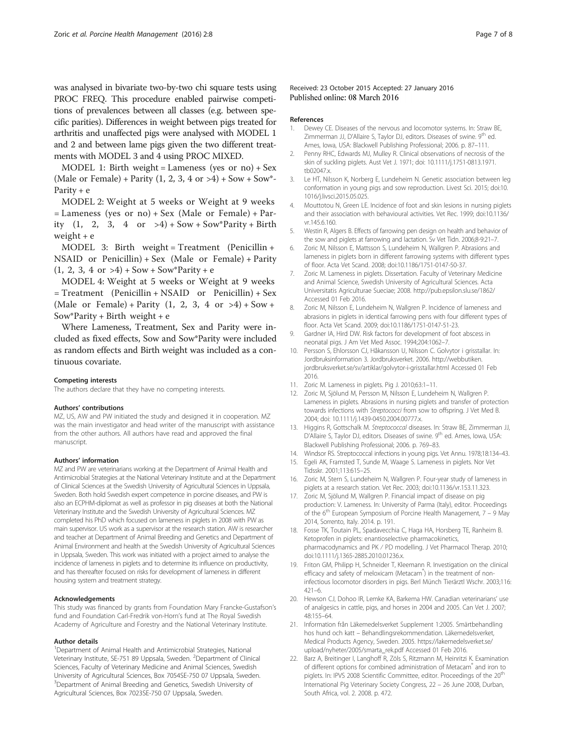was analysed in bivariate two-by-two chi square tests using PROC FREQ. This procedure enabled pairwise competitions of prevalences between all classes (e.g. between specific parities). Differences in weight between pigs treated for arthritis and unaffected pigs were analysed with MODEL 1 and 2 and between lame pigs given the two different treatments with MODEL 3 and 4 using PROC MIXED.

MODEL 1: Birth weight = Lameness (yes or no) + Sex (Male or Female) + Parity (1, 2, 3, 4 or >4) + Sow + Sow*Parity + e

MODEL 2: Weight at 5 weeks or Weight at 9 weeks = Lameness (yes or no) + Sex (Male or Female) + Parity (1, 2, 3, 4 or >4) + Sow + Sow*Parity + Birth weight + e

MODEL 3: Birth weight = Treatment (Penicillin + NSAID or Penicillin) + Sex (Male or Female) + Parity (1, 2, 3, 4 or >4) + Sow + Sow*Parity + e

MODEL 4: Weight at 5 weeks or Weight at 9 weeks = Treatment (Penicillin + NSAID or Penicillin) + Sex (Male or Female) + Parity (1, 2, 3, 4 or >4) + Sow + Sow*Parity + Birth weight + e

Where Lameness, Treatment, Sex and Parity were included as fixed effects, Sow and Sow*Parity were included as random effects and Birth weight was included as a continuous covariate.

#### Competing interests
The authors declare that they have no competing interests.

#### Authors' contributions
MZ, US, AW and PW initiated the study and designed it in cooperation. MZ was the main investigator and head writer of the manuscript with assistance from the other authors. All authors have read and approved the final manuscript.

#### Authors' information
MZ and PW are veterinarians working at the Department of Animal Health and Antimicrobial Strategies at the National Veterinary Institute and at the Department of Clinical Sciences at the Swedish University of Agricultural Sciences in Uppsala, Sweden. Both hold Swedish expert competence in porcine diseases, and PW is also an ECPHM-diplomat as well as professor in pig diseases at both the National Veterinary Institute and the Swedish University of Agricultural Sciences. MZ completed his PhD which focused on lameness in piglets in 2008 with PW as main supervisor. US work as a supervisor at the research station. AW is researcher and teacher at Department of Animal Breeding and Genetics and Department of Animal Environment and health at the Swedish University of Agricultural Sciences in Uppsala, Sweden. This work was initiated with a project aimed to analyse the incidence of lameness in piglets and to determine its influence on productivity, and has thereafter focused on risks for development of lameness in different housing system and treatment strategy.

#### Acknowledgements
This study was financed by grants from Foundation Mary Francke-Gustafson's fund and Foundation Carl-Fredrik von-Horn's fund at The Royal Swedish Academy of Agriculture and Forestry and the National Veterinary Institute.

#### Author details
[1]Department of Animal Health and Antimicrobial Strategies, National Veterinary Institute, SE-751 89 Uppsala, Sweden. [2]Department of Clinical Sciences, Faculty of Veterinary Medicine and Animal Sciences, Swedish University of Agricultural Sciences, Box 7054SE-750 07 Uppsala, Sweden. [3]Department of Animal Breeding and Genetics, Swedish University of Agricultural Sciences, Box 7023SE-750 07 Uppsala, Sweden.

Received: 23 October 2015 Accepted: 27 January 2016
Published online: 08 March 2016

#### References
1. Dewey CE. Diseases of the nervous and locomotor systems. In: Straw BE, Zimmerman JJ, D'Allaire S, Taylor DJ, editors. Diseases of swine. 9th ed. Ames, Iowa, USA: Blackwell Publishing Professional; 2006. p. 87–111.
2. Penny RHC, Edwards MJ, Mulley R. Clinical observations of necrosis of the skin of suckling piglets. Aust Vet J. 1971; doi: 10.1111/j.1751-0813.1971.tb02047.x.
3. Le HT, Nilsson K, Norberg E, Lundeheim N. Genetic association between leg conformation in young pigs and sow reproduction. Livest Sci. 2015; doi:10.1016/j.livsci.2015.05.025.
4. Mouttotou N, Green LE. Incidence of foot and skin lesions in nursing piglets and their association with behavioural activities. Vet Rec. 1999; doi:10.1136/vr.145.6.160.
5. Westin R, Algers B. Effects of farrowing pen design on health and behavior of the sow and piglets at farrowing and lactation. Sv Vet Tidn. 2006;8-9:21–7.
6. Zoric M, Nilsson E, Mattsson S, Lundeheim N, Wallgren P. Abrasions and lameness in piglets born in different farrowing systems with different types of floor. Acta Vet Scand. 2008; doi:10.1186/1751-0147-50-37.
7. Zoric M. Lameness in piglets. Dissertation. Faculty of Veterinary Medicine and Animal Science, Swedish University of Agricultural Sciences. Acta Universitatis Agriculturae Sueciae; 2008. http://pub.epsilon.slu.se/1862/ Accessed 01 Feb 2016.
8. Zoric M, Nilsson E, Lundeheim N, Wallgren P. Incidence of lameness and abrasions in piglets in identical farrowing pens with four different types of floor. Acta Vet Scand. 2009; doi:10.1186/1751-0147-51-23.
9. Gardner IA, Hird DW. Risk factors for development of foot abscess in neonatal pigs. J Am Vet Med Assoc. 1994;204:1062–7.
10. Persson S, Ehlorsson CJ, Håkansson U, Nilsson C. Golvytor i grisstallar. In: Jordbruksinformation 3. Jordbruksverket. 2006. http://webbutiken.jordbruksverket.se/sv/artiklar/golvytor-i-grisstallar.html Accessed 01 Feb 2016.
11. Zoric M. Lameness in piglets. Pig J. 2010;63:1–11.
12. Zoric M, Sjölund M, Persson M, Nilsson E, Lundeheim N, Wallgren P. Lameness in piglets. Abrasions in nursing piglets and transfer of protection towards infections with *Streptococci* from sow to offspring. J Vet Med B. 2004; doi: 10.1111/j.1439-0450.2004.00777.x.
13. Higgins R, Gottschalk M. *Streptococcal* diseases. In: Straw BE, Zimmerman JJ, D'Allaire S, Taylor DJ, editors. Diseases of swine. 9th ed. Ames, Iowa, USA: Blackwell Publishing Professional; 2006. p. 769–83.
14. Windsor RS. Streptococcal infections in young pigs. Vet Annu. 1978;18:134–43.
15. Egeli AK, Framsted T, Sunde M, Waage S. Lameness in piglets. Nor Vet Tidsskr. 2001;113:615–25.
16. Zoric M, Stern S, Lundeheim N, Wallgren P. Four-year study of lameness in piglets at a research station. Vet Rec. 2003; doi:10.1136/vr.153.11.323.
17. Zoric M, Sjölund M, Wallgren P. Financial impact of disease on pig production: V. Lameness. In: University of Parma (Italy), editor. Proceedings of the 6th European Symposium of Porcine Health Management, 7 – 9 May 2014, Sorrento, Italy. 2014. p. 191.
18. Fosse TK, Toutain PL, Spadavecchia C, Haga HA, Horsberg TE, Ranheim B. Ketoprofen in piglets: enantioselective pharmacokinetics, pharmacodynamics and PK / PD modelling. J Vet Pharmacol Therap. 2010; doi:10.1111/j.1365-2885.2010.01236.x.
19. Friton GM, Philipp H, Schneider T, Kleemann R. Investigation on the clinical efficacy and safety of meloxicam (Metacam®) in the treatment of non-infectious locomotor disorders in pigs. Berl Münch Tierärztl Wschr. 2003;116:421–6.
20. Hewson CJ, Dohoo IR, Lemke KA, Barkema HW. Canadian veterinarians' use of analgesics in cattle, pigs, and horses in 2004 and 2005. Can Vet J. 2007;48:155–64.
21. Information från Läkemedelsverket Supplement 1:2005. Smärtbehandling hos hund och katt – Behandlingsrekommendation. Läkemedelsverket, Medical Products Agency, Sweden. 2005. https://lakemedelsverket.se/upload/nyheter/2005/smarta_rek.pdf Accessed 01 Feb 2016.
22. Barz A, Breitinger I, Langhoff R, Zöls S, Ritzmann M, Heinritzi K. Examination of different options for combined administration of Metacam® and iron to piglets. In: IPVS 2008 Scientific Committee, editor. Proceedings of the 20th International Pig Veterinary Society Congress, 22 – 26 June 2008, Durban, South Africa, vol. 2. 2008. p. 472.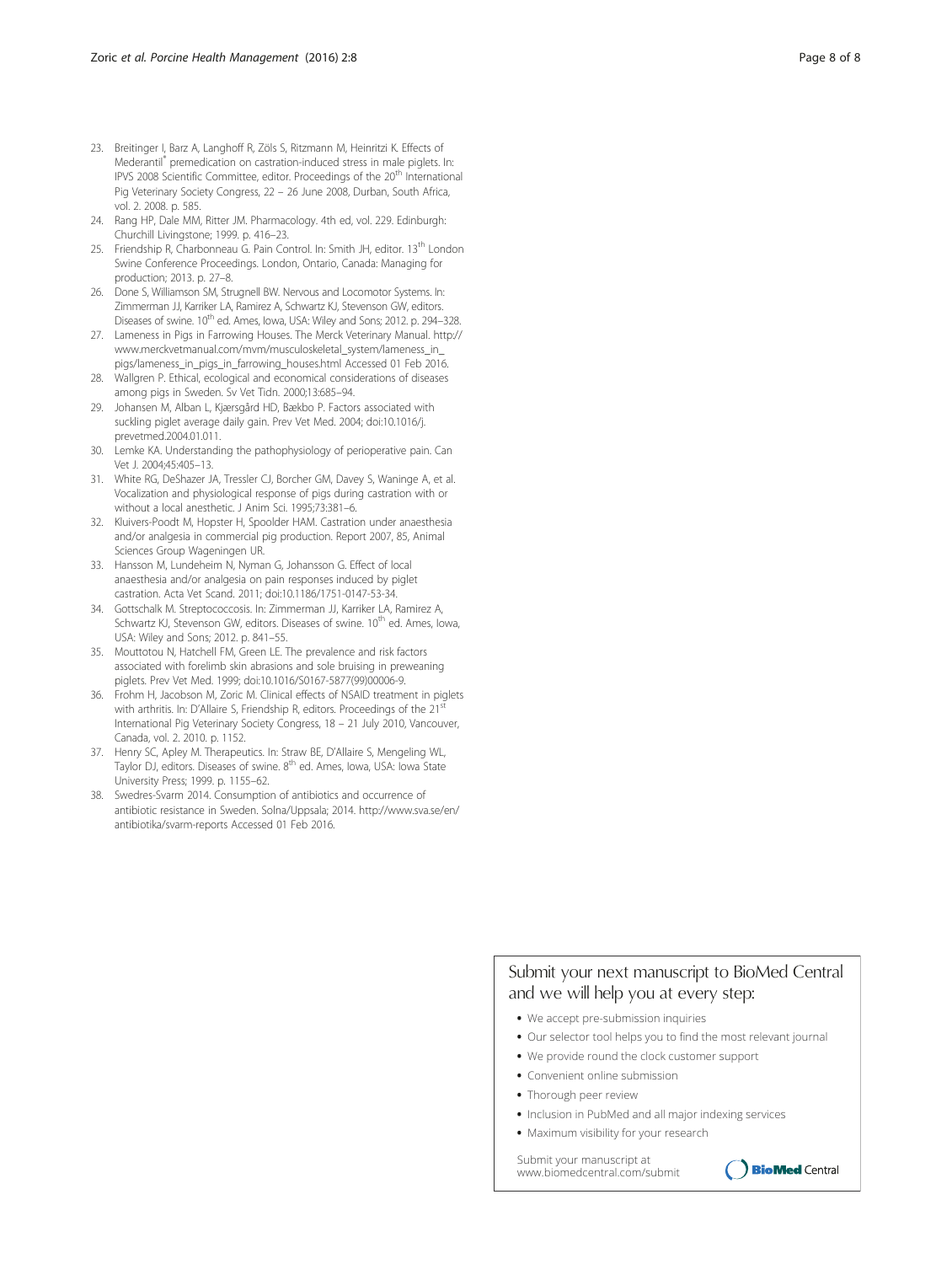23. Breitinger I, Barz A, Langhoff R, Zöls S, Ritzmann M, Heinritzi K. Effects of Mederantil® premedication on castration-induced stress in male piglets. In: IPVS 2008 Scientific Committee, editor. Proceedings of the 20th International Pig Veterinary Society Congress, 22 – 26 June 2008, Durban, South Africa, vol. 2. 2008. p. 585.
24. Rang HP, Dale MM, Ritter JM. Pharmacology. 4th ed, vol. 229. Edinburgh: Churchill Livingstone; 1999. p. 416–23.
25. Friendship R, Charbonneau G. Pain Control. In: Smith JH, editor. 13th London Swine Conference Proceedings. London, Ontario, Canada: Managing for production; 2013. p. 27–8.
26. Done S, Williamson SM, Strugnell BW. Nervous and Locomotor Systems. In: Zimmerman JJ, Karriker LA, Ramirez A, Schwartz KJ, Stevenson GW, editors. Diseases of swine. 10th ed. Ames, Iowa, USA: Wiley and Sons; 2012. p. 294–328.
27. Lameness in Pigs in Farrowing Houses. The Merck Veterinary Manual. http://www.merckvetmanual.com/mvm/musculoskeletal_system/lameness_in_pigs/lameness_in_pigs_in_farrowing_houses.html Accessed 01 Feb 2016.
28. Wallgren P. Ethical, ecological and economical considerations of diseases among pigs in Sweden. Sv Vet Tidn. 2000;13:685–94.
29. Johansen M, Alban L, Kjærsgård HD, Bækbo P. Factors associated with suckling piglet average daily gain. Prev Vet Med. 2004; doi:10.1016/j.prevetmed.2004.01.011.
30. Lemke KA. Understanding the pathophysiology of perioperative pain. Can Vet J. 2004;45:405–13.
31. White RG, DeShazer JA, Tressler CJ, Borcher GM, Davey S, Waninge A, et al. Vocalization and physiological response of pigs during castration with or without a local anesthetic. J Anim Sci. 1995;73:381–6.
32. Kluivers-Poodt M, Hopster H, Spoolder HAM. Castration under anaesthesia and/or analgesia in commercial pig production. Report 2007, 85, Animal Sciences Group Wageningen UR.
33. Hansson M, Lundeheim N, Nyman G, Johansson G. Effect of local anaesthesia and/or analgesia on pain responses induced by piglet castration. Acta Vet Scand. 2011; doi:10.1186/1751-0147-53-34.
34. Gottschalk M. Streptococcosis. In: Zimmerman JJ, Karriker LA, Ramirez A, Schwartz KJ, Stevenson GW, editors. Diseases of swine. 10th ed. Ames, Iowa, USA: Wiley and Sons; 2012. p. 841–55.
35. Mouttotou N, Hatchell FM, Green LE. The prevalence and risk factors associated with forelimb skin abrasions and sole bruising in preweaning piglets. Prev Vet Med. 1999; doi:10.1016/S0167-5877(99)00006-9.
36. Frohm H, Jacobson M, Zoric M. Clinical effects of NSAID treatment in piglets with arthritis. In: D'Allaire S, Friendship R, editors. Proceedings of the 21st International Pig Veterinary Society Congress, 18 – 21 July 2010, Vancouver, Canada, vol. 2. 2010. p. 1152.
37. Henry SC, Apley M. Therapeutics. In: Straw BE, D'Allaire S, Mengeling WL, Taylor DJ, editors. Diseases of swine. 8th ed. Ames, Iowa, USA: Iowa State University Press; 1999. p. 1155–62.
38. Swedres-Svarm 2014. Consumption of antibiotics and occurrence of antibiotic resistance in Sweden. Solna/Uppsala; 2014. http://www.sva.se/en/antibiotika/svarm-reports Accessed 01 Feb 2016.

Submit your next manuscript to BioMed Central and we will help you at every step:

- We accept pre-submission inquiries
- Our selector tool helps you to find the most relevant journal
- We provide round the clock customer support
- Convenient online submission
- Thorough peer review
- Inclusion in PubMed and all major indexing services
- Maximum visibility for your research

Submit your manuscript at www.biomedcentral.com/submit

BioMed Central